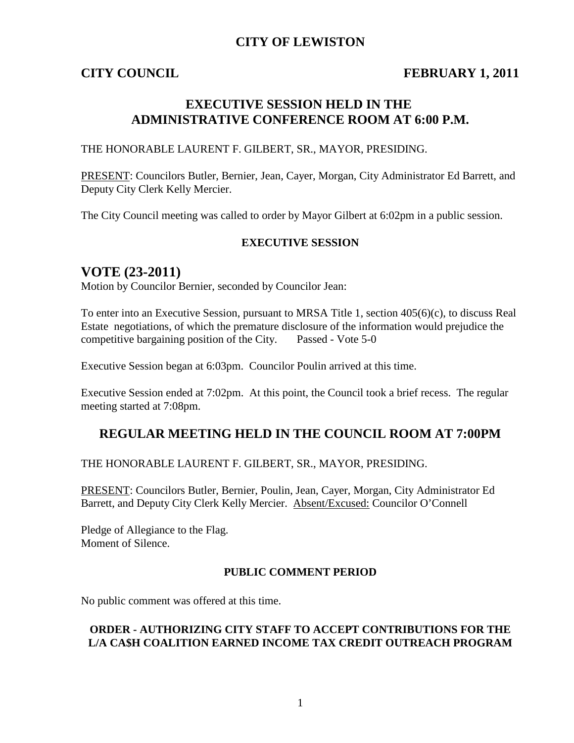# CITY OF LEWISTON

**CITY COUNCIL** **FEBRUARY 1, 2011**

## EXECUTIVE SESSION HELD IN THE ADMINISTRATIVE CONFERENCE ROOM AT 6:00 P.M.

THE HONORABLE LAURENT F. GILBERT, SR., MAYOR, PRESIDING.

PRESENT: Councilors Butler, Bernier, Jean, Cayer, Morgan, City Administrator Ed Barrett, and Deputy City Clerk Kelly Mercier.

The City Council meeting was called to order by Mayor Gilbert at 6:02pm in a public session.

### EXECUTIVE SESSION

## VOTE (23-2011)

Motion by Councilor Bernier, seconded by Councilor Jean:

To enter into an Executive Session, pursuant to MRSA Title 1, section 405(6)(c), to discuss Real Estate negotiations, of which the premature disclosure of the information would prejudice the competitive bargaining position of the City. Passed - Vote 5-0

Executive Session began at 6:03pm. Councilor Poulin arrived at this time.

Executive Session ended at 7:02pm. At this point, the Council took a brief recess. The regular meeting started at 7:08pm.

## REGULAR MEETING HELD IN THE COUNCIL ROOM AT 7:00PM

THE HONORABLE LAURENT F. GILBERT, SR., MAYOR, PRESIDING.

PRESENT: Councilors Butler, Bernier, Poulin, Jean, Cayer, Morgan, City Administrator Ed Barrett, and Deputy City Clerk Kelly Mercier. Absent/Excused: Councilor O'Connell

Pledge of Allegiance to the Flag.
Moment of Silence.

### PUBLIC COMMENT PERIOD

No public comment was offered at this time.

### ORDER - AUTHORIZING CITY STAFF TO ACCEPT CONTRIBUTIONS FOR THE L/A CA$H COALITION EARNED INCOME TAX CREDIT OUTREACH PROGRAM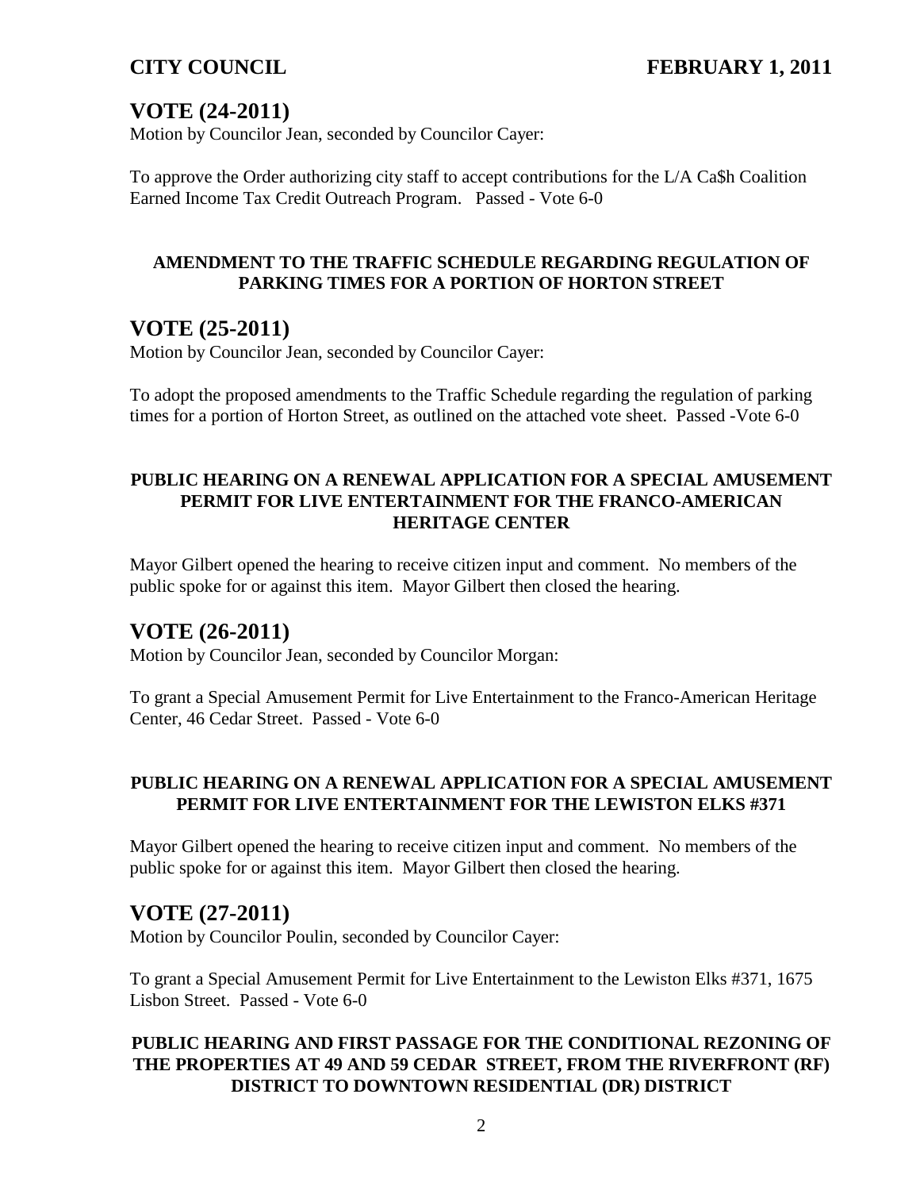## VOTE (24-2011)

Motion by Councilor Jean, seconded by Councilor Cayer:

To approve the Order authorizing city staff to accept contributions for the L/A Ca$h Coalition Earned Income Tax Credit Outreach Program. Passed - Vote 6-0

**AMENDMENT TO THE TRAFFIC SCHEDULE REGARDING REGULATION OF PARKING TIMES FOR A PORTION OF HORTON STREET**

## VOTE (25-2011)

Motion by Councilor Jean, seconded by Councilor Cayer:

To adopt the proposed amendments to the Traffic Schedule regarding the regulation of parking times for a portion of Horton Street, as outlined on the attached vote sheet. Passed -Vote 6-0

**PUBLIC HEARING ON A RENEWAL APPLICATION FOR A SPECIAL AMUSEMENT PERMIT FOR LIVE ENTERTAINMENT FOR THE FRANCO-AMERICAN HERITAGE CENTER**

Mayor Gilbert opened the hearing to receive citizen input and comment. No members of the public spoke for or against this item. Mayor Gilbert then closed the hearing.

## VOTE (26-2011)

Motion by Councilor Jean, seconded by Councilor Morgan:

To grant a Special Amusement Permit for Live Entertainment to the Franco-American Heritage Center, 46 Cedar Street. Passed - Vote 6-0

**PUBLIC HEARING ON A RENEWAL APPLICATION FOR A SPECIAL AMUSEMENT PERMIT FOR LIVE ENTERTAINMENT FOR THE LEWISTON ELKS #371**

Mayor Gilbert opened the hearing to receive citizen input and comment. No members of the public spoke for or against this item. Mayor Gilbert then closed the hearing.

## VOTE (27-2011)

Motion by Councilor Poulin, seconded by Councilor Cayer:

To grant a Special Amusement Permit for Live Entertainment to the Lewiston Elks #371, 1675 Lisbon Street. Passed - Vote 6-0

**PUBLIC HEARING AND FIRST PASSAGE FOR THE CONDITIONAL REZONING OF THE PROPERTIES AT 49 AND 59 CEDAR STREET, FROM THE RIVERFRONT (RF) DISTRICT TO DOWNTOWN RESIDENTIAL (DR) DISTRICT**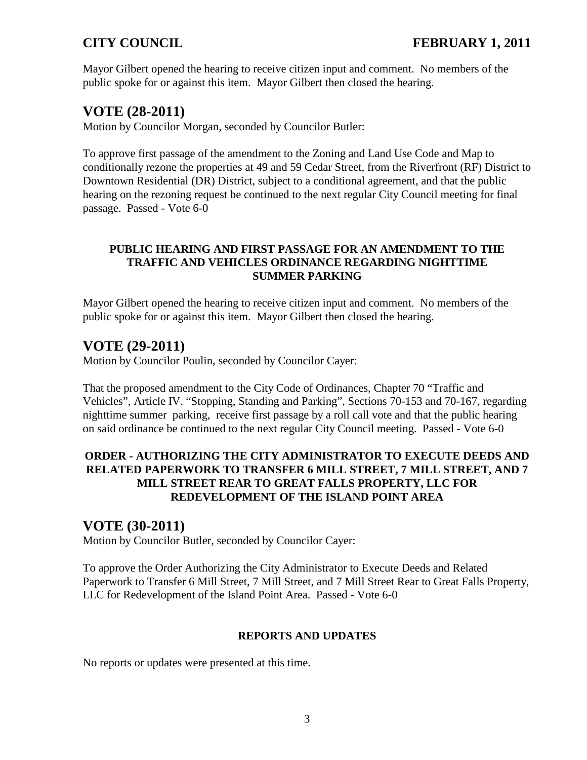Mayor Gilbert opened the hearing to receive citizen input and comment. No members of the public spoke for or against this item. Mayor Gilbert then closed the hearing.

## VOTE (28-2011)

Motion by Councilor Morgan, seconded by Councilor Butler:

To approve first passage of the amendment to the Zoning and Land Use Code and Map to conditionally rezone the properties at 49 and 59 Cedar Street, from the Riverfront (RF) District to Downtown Residential (DR) District, subject to a conditional agreement, and that the public hearing on the rezoning request be continued to the next regular City Council meeting for final passage. Passed - Vote 6-0

### PUBLIC HEARING AND FIRST PASSAGE FOR AN AMENDMENT TO THE TRAFFIC AND VEHICLES ORDINANCE REGARDING NIGHTTIME SUMMER PARKING

Mayor Gilbert opened the hearing to receive citizen input and comment. No members of the public spoke for or against this item. Mayor Gilbert then closed the hearing.

## VOTE (29-2011)

Motion by Councilor Poulin, seconded by Councilor Cayer:

That the proposed amendment to the City Code of Ordinances, Chapter 70 "Traffic and Vehicles", Article IV. "Stopping, Standing and Parking", Sections 70-153 and 70-167, regarding nighttime summer parking, receive first passage by a roll call vote and that the public hearing on said ordinance be continued to the next regular City Council meeting. Passed - Vote 6-0

### ORDER - AUTHORIZING THE CITY ADMINISTRATOR TO EXECUTE DEEDS AND RELATED PAPERWORK TO TRANSFER 6 MILL STREET, 7 MILL STREET, AND 7 MILL STREET REAR TO GREAT FALLS PROPERTY, LLC FOR REDEVELOPMENT OF THE ISLAND POINT AREA

## VOTE (30-2011)

Motion by Councilor Butler, seconded by Councilor Cayer:

To approve the Order Authorizing the City Administrator to Execute Deeds and Related Paperwork to Transfer 6 Mill Street, 7 Mill Street, and 7 Mill Street Rear to Great Falls Property, LLC for Redevelopment of the Island Point Area. Passed - Vote 6-0

### REPORTS AND UPDATES

No reports or updates were presented at this time.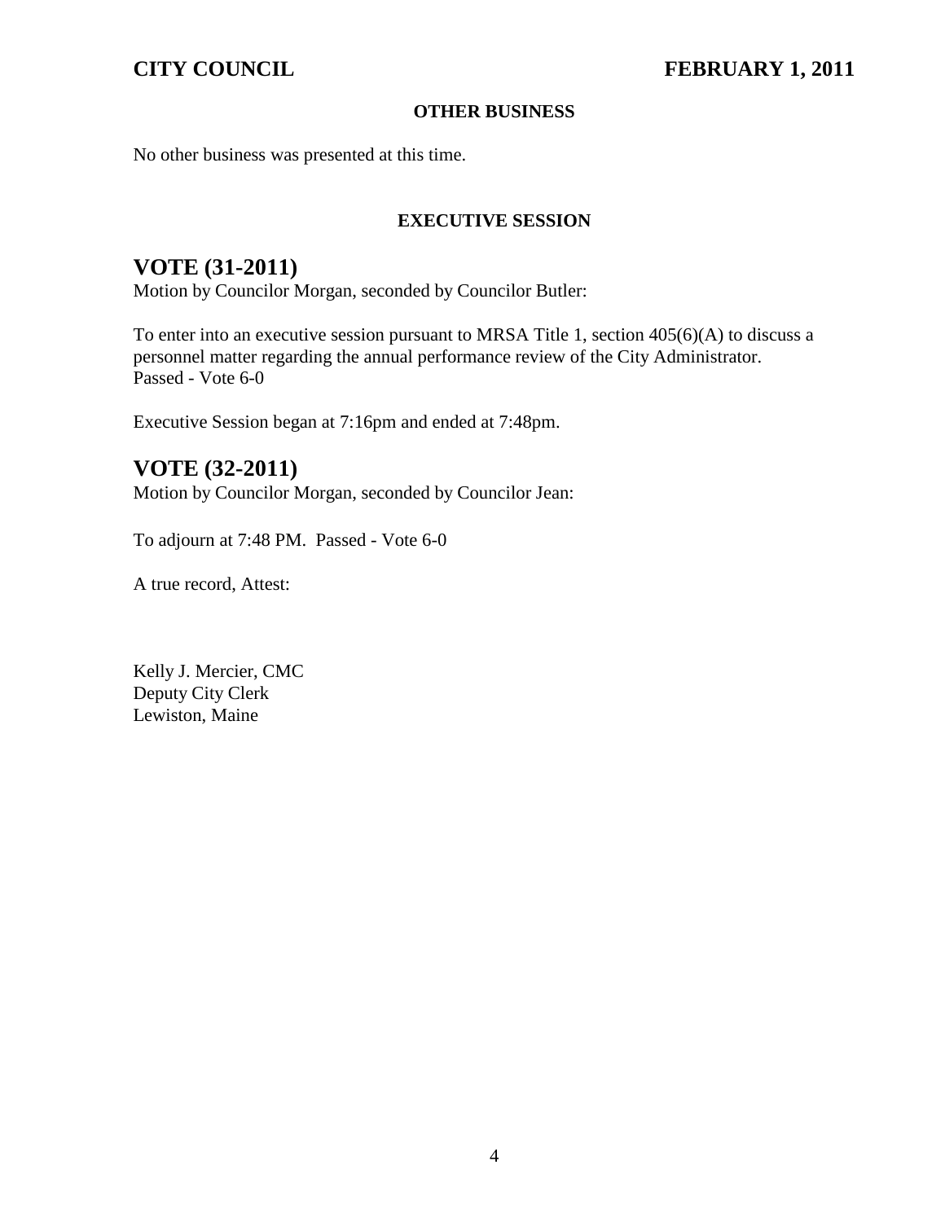**OTHER BUSINESS**

No other business was presented at this time.

**EXECUTIVE SESSION**

## VOTE (31-2011)

Motion by Councilor Morgan, seconded by Councilor Butler:

To enter into an executive session pursuant to MRSA Title 1, section 405(6)(A) to discuss a personnel matter regarding the annual performance review of the City Administrator.
Passed - Vote 6-0

Executive Session began at 7:16pm and ended at 7:48pm.

## VOTE (32-2011)

Motion by Councilor Morgan, seconded by Councilor Jean:

To adjourn at 7:48 PM. Passed - Vote 6-0

A true record, Attest:

Kelly J. Mercier, CMC
Deputy City Clerk
Lewiston, Maine